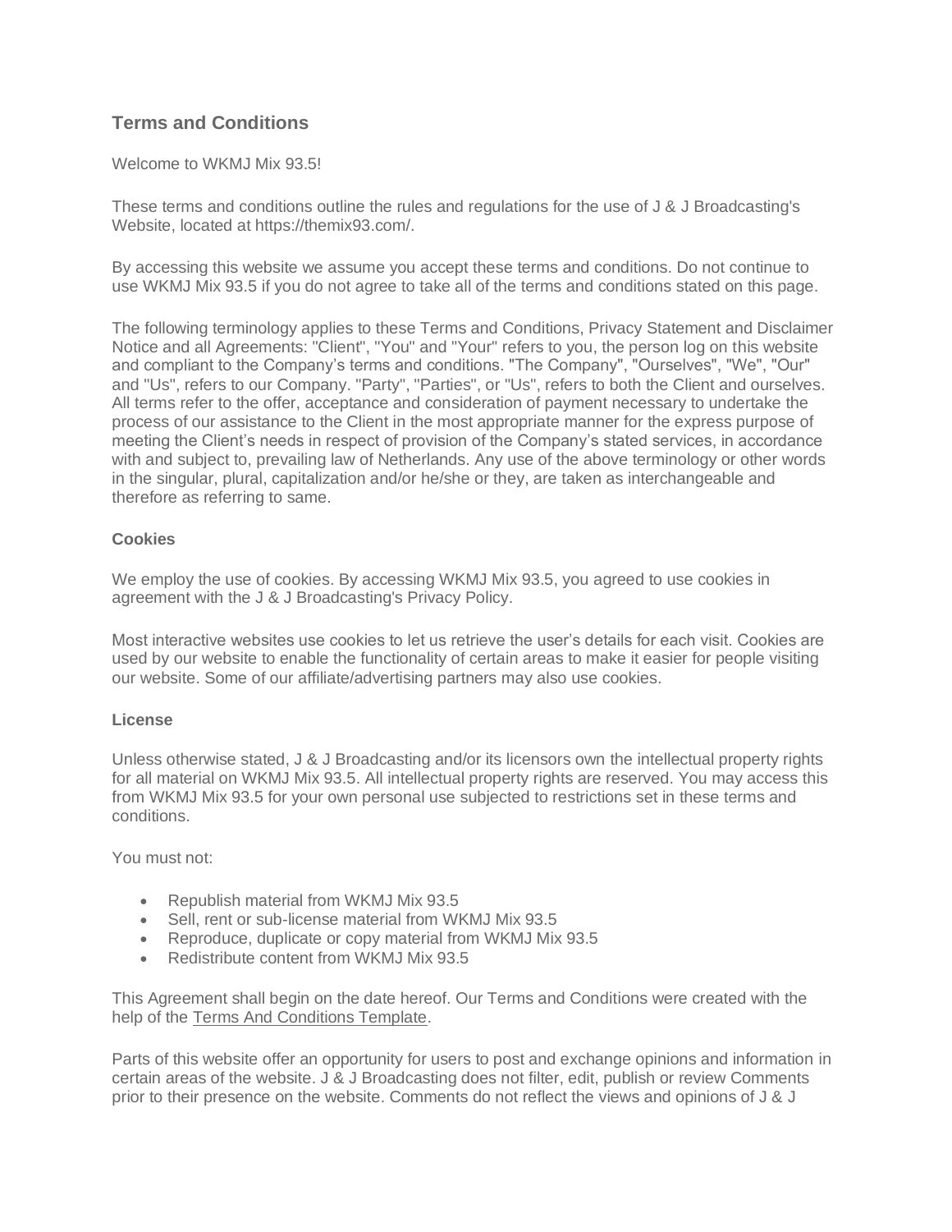## Terms and Conditions

Welcome to WKMJ Mix 93.5!

These terms and conditions outline the rules and regulations for the use of J & J Broadcasting's Website, located at https://themix93.com/.

By accessing this website we assume you accept these terms and conditions. Do not continue to use WKMJ Mix 93.5 if you do not agree to take all of the terms and conditions stated on this page.

The following terminology applies to these Terms and Conditions, Privacy Statement and Disclaimer Notice and all Agreements: "Client", "You" and "Your" refers to you, the person log on this website and compliant to the Company's terms and conditions. "The Company", "Ourselves", "We", "Our" and "Us", refers to our Company. "Party", "Parties", or "Us", refers to both the Client and ourselves. All terms refer to the offer, acceptance and consideration of payment necessary to undertake the process of our assistance to the Client in the most appropriate manner for the express purpose of meeting the Client's needs in respect of provision of the Company's stated services, in accordance with and subject to, prevailing law of Netherlands. Any use of the above terminology or other words in the singular, plural, capitalization and/or he/she or they, are taken as interchangeable and therefore as referring to same.

### Cookies

We employ the use of cookies. By accessing WKMJ Mix 93.5, you agreed to use cookies in agreement with the J & J Broadcasting's Privacy Policy.

Most interactive websites use cookies to let us retrieve the user's details for each visit. Cookies are used by our website to enable the functionality of certain areas to make it easier for people visiting our website. Some of our affiliate/advertising partners may also use cookies.

### License

Unless otherwise stated, J & J Broadcasting and/or its licensors own the intellectual property rights for all material on WKMJ Mix 93.5. All intellectual property rights are reserved. You may access this from WKMJ Mix 93.5 for your own personal use subjected to restrictions set in these terms and conditions.

You must not:

- Republish material from WKMJ Mix 93.5
- Sell, rent or sub-license material from WKMJ Mix 93.5
- Reproduce, duplicate or copy material from WKMJ Mix 93.5
- Redistribute content from WKMJ Mix 93.5

This Agreement shall begin on the date hereof. Our Terms and Conditions were created with the help of the Terms And Conditions Template.

Parts of this website offer an opportunity for users to post and exchange opinions and information in certain areas of the website. J & J Broadcasting does not filter, edit, publish or review Comments prior to their presence on the website. Comments do not reflect the views and opinions of J & J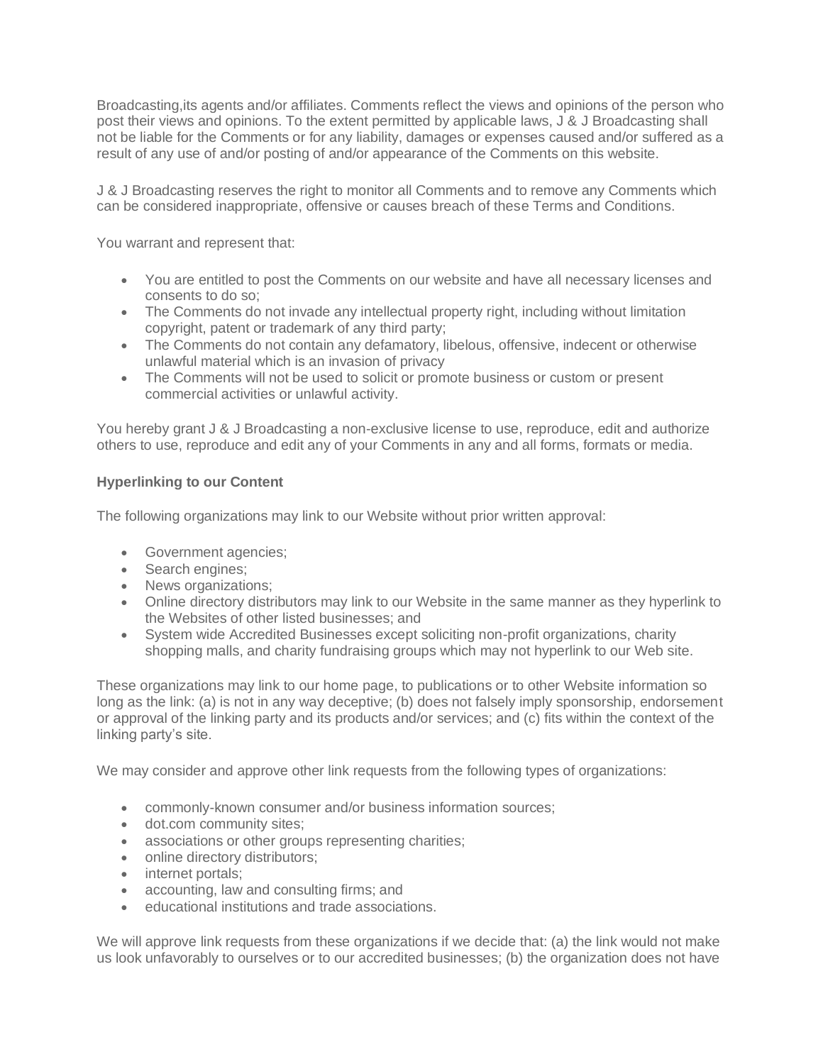Broadcasting,its agents and/or affiliates. Comments reflect the views and opinions of the person who post their views and opinions. To the extent permitted by applicable laws, J & J Broadcasting shall not be liable for the Comments or for any liability, damages or expenses caused and/or suffered as a result of any use of and/or posting of and/or appearance of the Comments on this website.

J & J Broadcasting reserves the right to monitor all Comments and to remove any Comments which can be considered inappropriate, offensive or causes breach of these Terms and Conditions.

You warrant and represent that:

- You are entitled to post the Comments on our website and have all necessary licenses and consents to do so;
- The Comments do not invade any intellectual property right, including without limitation copyright, patent or trademark of any third party;
- The Comments do not contain any defamatory, libelous, offensive, indecent or otherwise unlawful material which is an invasion of privacy
- The Comments will not be used to solicit or promote business or custom or present commercial activities or unlawful activity.

You hereby grant J & J Broadcasting a non-exclusive license to use, reproduce, edit and authorize others to use, reproduce and edit any of your Comments in any and all forms, formats or media.

**Hyperlinking to our Content**

The following organizations may link to our Website without prior written approval:

- Government agencies;
- Search engines;
- News organizations;
- Online directory distributors may link to our Website in the same manner as they hyperlink to the Websites of other listed businesses; and
- System wide Accredited Businesses except soliciting non-profit organizations, charity shopping malls, and charity fundraising groups which may not hyperlink to our Web site.

These organizations may link to our home page, to publications or to other Website information so long as the link: (a) is not in any way deceptive; (b) does not falsely imply sponsorship, endorsement or approval of the linking party and its products and/or services; and (c) fits within the context of the linking party's site.

We may consider and approve other link requests from the following types of organizations:

- commonly-known consumer and/or business information sources;
- dot.com community sites;
- associations or other groups representing charities;
- online directory distributors;
- internet portals;
- accounting, law and consulting firms; and
- educational institutions and trade associations.

We will approve link requests from these organizations if we decide that: (a) the link would not make us look unfavorably to ourselves or to our accredited businesses; (b) the organization does not have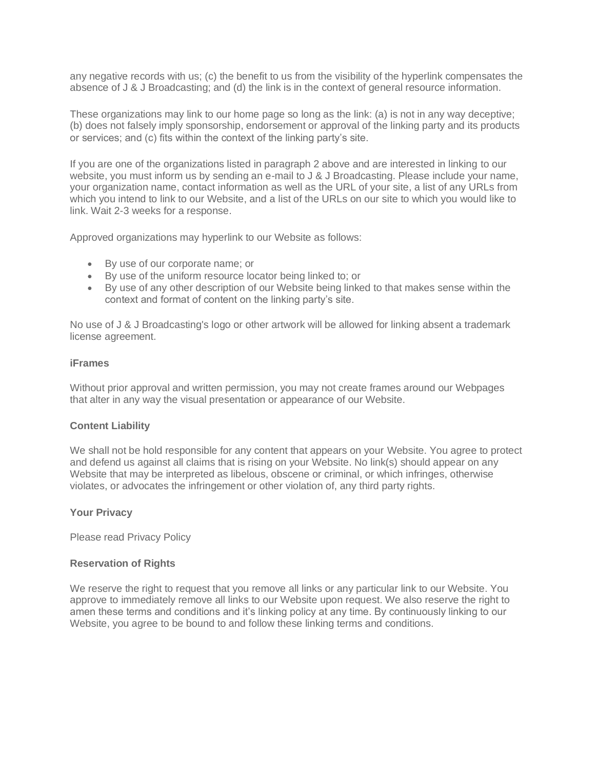any negative records with us; (c) the benefit to us from the visibility of the hyperlink compensates the absence of J & J Broadcasting; and (d) the link is in the context of general resource information.

These organizations may link to our home page so long as the link: (a) is not in any way deceptive; (b) does not falsely imply sponsorship, endorsement or approval of the linking party and its products or services; and (c) fits within the context of the linking party's site.

If you are one of the organizations listed in paragraph 2 above and are interested in linking to our website, you must inform us by sending an e-mail to J & J Broadcasting. Please include your name, your organization name, contact information as well as the URL of your site, a list of any URLs from which you intend to link to our Website, and a list of the URLs on our site to which you would like to link. Wait 2-3 weeks for a response.

Approved organizations may hyperlink to our Website as follows:

- By use of our corporate name; or
- By use of the uniform resource locator being linked to; or
- By use of any other description of our Website being linked to that makes sense within the context and format of content on the linking party's site.

No use of J & J Broadcasting's logo or other artwork will be allowed for linking absent a trademark license agreement.

**iFrames**

Without prior approval and written permission, you may not create frames around our Webpages that alter in any way the visual presentation or appearance of our Website.

**Content Liability**

We shall not be hold responsible for any content that appears on your Website. You agree to protect and defend us against all claims that is rising on your Website. No link(s) should appear on any Website that may be interpreted as libelous, obscene or criminal, or which infringes, otherwise violates, or advocates the infringement or other violation of, any third party rights.

**Your Privacy**

Please read Privacy Policy

**Reservation of Rights**

We reserve the right to request that you remove all links or any particular link to our Website. You approve to immediately remove all links to our Website upon request. We also reserve the right to amen these terms and conditions and it's linking policy at any time. By continuously linking to our Website, you agree to be bound to and follow these linking terms and conditions.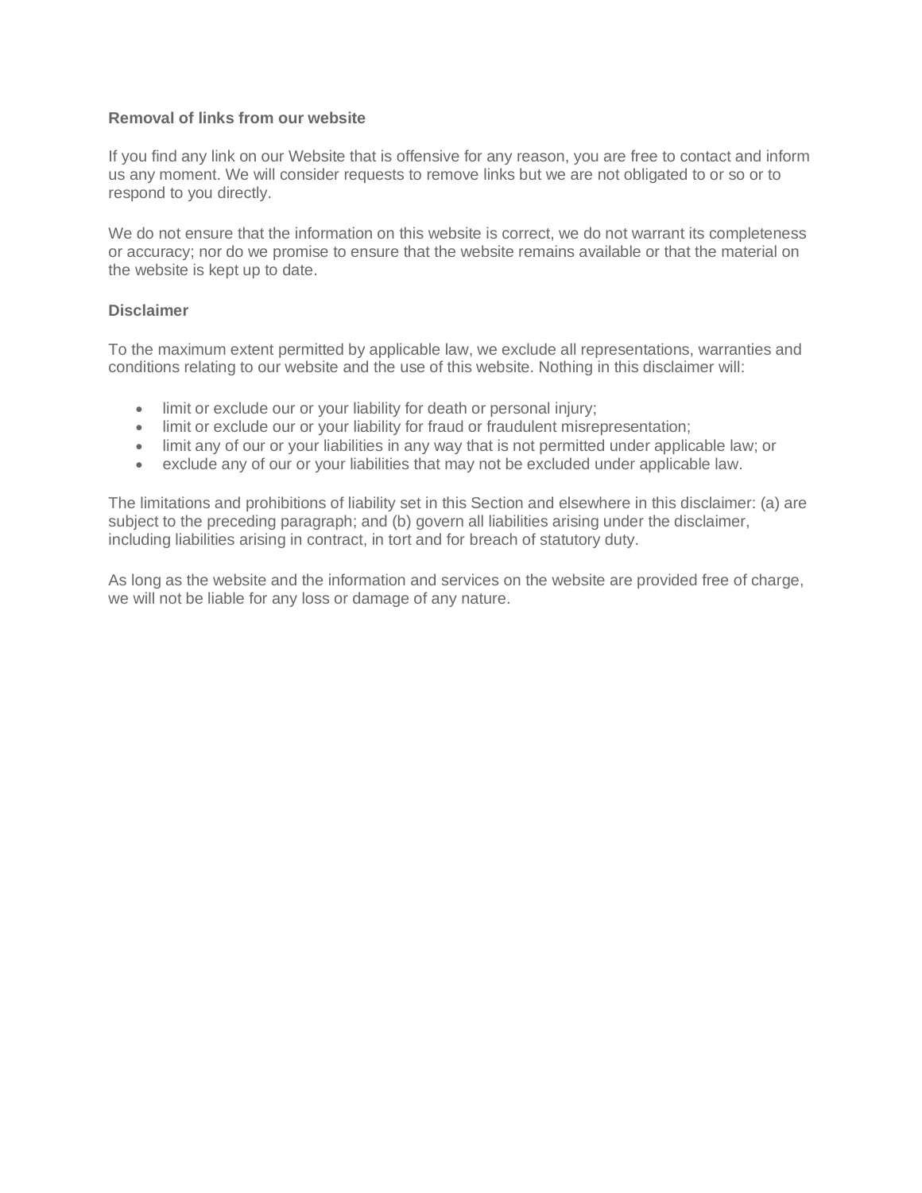**Removal of links from our website**

If you find any link on our Website that is offensive for any reason, you are free to contact and inform us any moment. We will consider requests to remove links but we are not obligated to or so or to respond to you directly.

We do not ensure that the information on this website is correct, we do not warrant its completeness or accuracy; nor do we promise to ensure that the website remains available or that the material on the website is kept up to date.

**Disclaimer**

To the maximum extent permitted by applicable law, we exclude all representations, warranties and conditions relating to our website and the use of this website. Nothing in this disclaimer will:

- limit or exclude our or your liability for death or personal injury;
- limit or exclude our or your liability for fraud or fraudulent misrepresentation;
- limit any of our or your liabilities in any way that is not permitted under applicable law; or
- exclude any of our or your liabilities that may not be excluded under applicable law.

The limitations and prohibitions of liability set in this Section and elsewhere in this disclaimer: (a) are subject to the preceding paragraph; and (b) govern all liabilities arising under the disclaimer, including liabilities arising in contract, in tort and for breach of statutory duty.

As long as the website and the information and services on the website are provided free of charge, we will not be liable for any loss or damage of any nature.